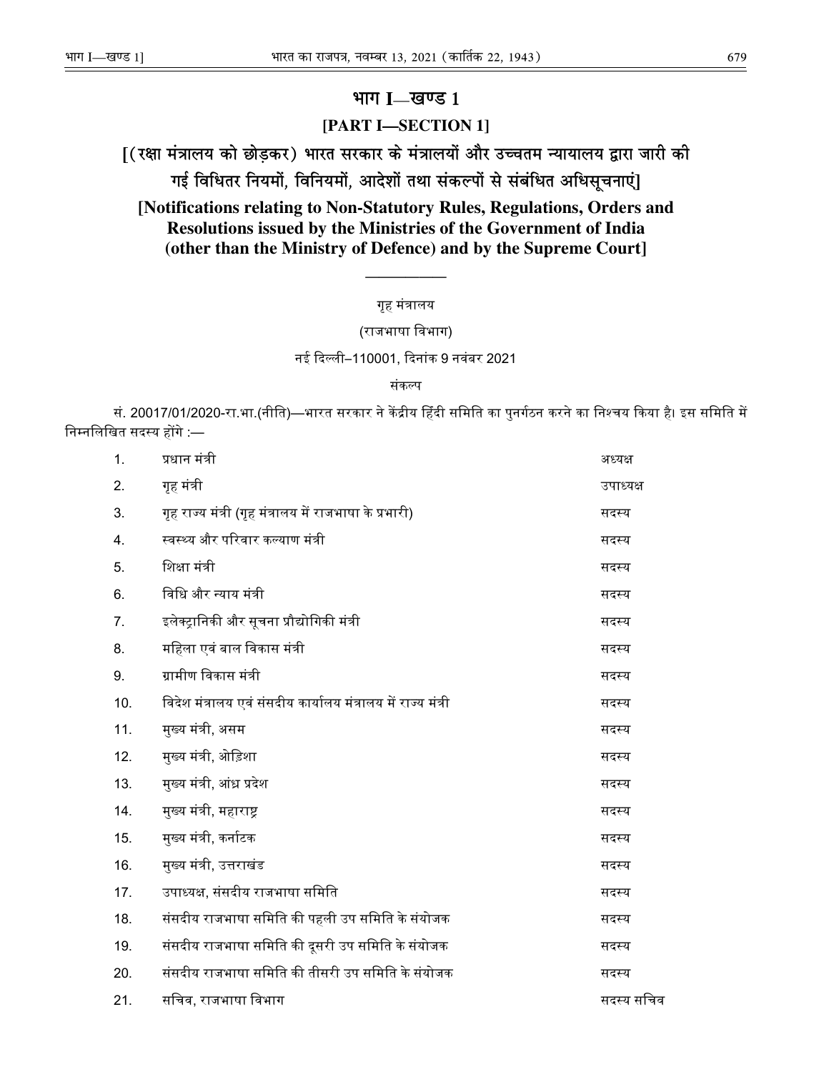# भाग I—खण्ड 1

## [PART I—SECTION 1]

## [(रक्षा मंत्रालय को छोड़कर) भारत सरकार के मंत्रालयों और उच्चतम न्यायालय द्वारा जारी की गई विधितर नियमों, विनियमों, आदेशों तथा संकल्पों से संबंधित अधिसूचनाएं]

## [Notifications relating to Non-Statutory Rules, Regulations, Orders and Resolutions issued by the Ministries of the Government of India (other than the Ministry of Defence) and by the Supreme Court]

---

गृह मंत्रालय

(राजभाषा विभाग)

नई दिल्ली–110001, दिनांक 9 नवंबर 2021

संकल्प

सं. 20017/01/2020-रा.भा.(नीति)—भारत सरकार ने केंद्रीय हिंदी समिति का पुनर्गठन करने का निश्चय किया है। इस समिति में निम्नलिखित सदस्य होंगे :—

| | | |
|---|---|---|
| 1. | प्रधान मंत्री | अध्यक्ष |
| 2. | गृह मंत्री | उपाध्यक्ष |
| 3. | गृह राज्य मंत्री (गृह मंत्रालय में राजभाषा के प्रभारी) | सदस्य |
| 4. | स्वस्थ्य और परिवार कल्याण मंत्री | सदस्य |
| 5. | शिक्षा मंत्री | सदस्य |
| 6. | विधि और न्याय मंत्री | सदस्य |
| 7. | इलेक्ट्रानिकी और सूचना प्रौद्योगिकी मंत्री | सदस्य |
| 8. | महिला एवं बाल विकास मंत्री | सदस्य |
| 9. | ग्रामीण विकास मंत्री | सदस्य |
| 10. | विदेश मंत्रालय एवं संसदीय कार्यालय मंत्रालय में राज्य मंत्री | सदस्य |
| 11. | मुख्य मंत्री, असम | सदस्य |
| 12. | मुख्य मंत्री, ओड़िशा | सदस्य |
| 13. | मुख्य मंत्री, आंध्र प्रदेश | सदस्य |
| 14. | मुख्य मंत्री, महाराष्ट्र | सदस्य |
| 15. | मुख्य मंत्री, कर्नाटक | सदस्य |
| 16. | मुख्य मंत्री, उत्तराखंड | सदस्य |
| 17. | उपाध्यक्ष, संसदीय राजभाषा समिति | सदस्य |
| 18. | संसदीय राजभाषा समिति की पहली उप समिति के संयोजक | सदस्य |
| 19. | संसदीय राजभाषा समिति की दूसरी उप समिति के संयोजक | सदस्य |
| 20. | संसदीय राजभाषा समिति की तीसरी उप समिति के संयोजक | सदस्य |
| 21. | सचिव, राजभाषा विभाग | सदस्य सचिव |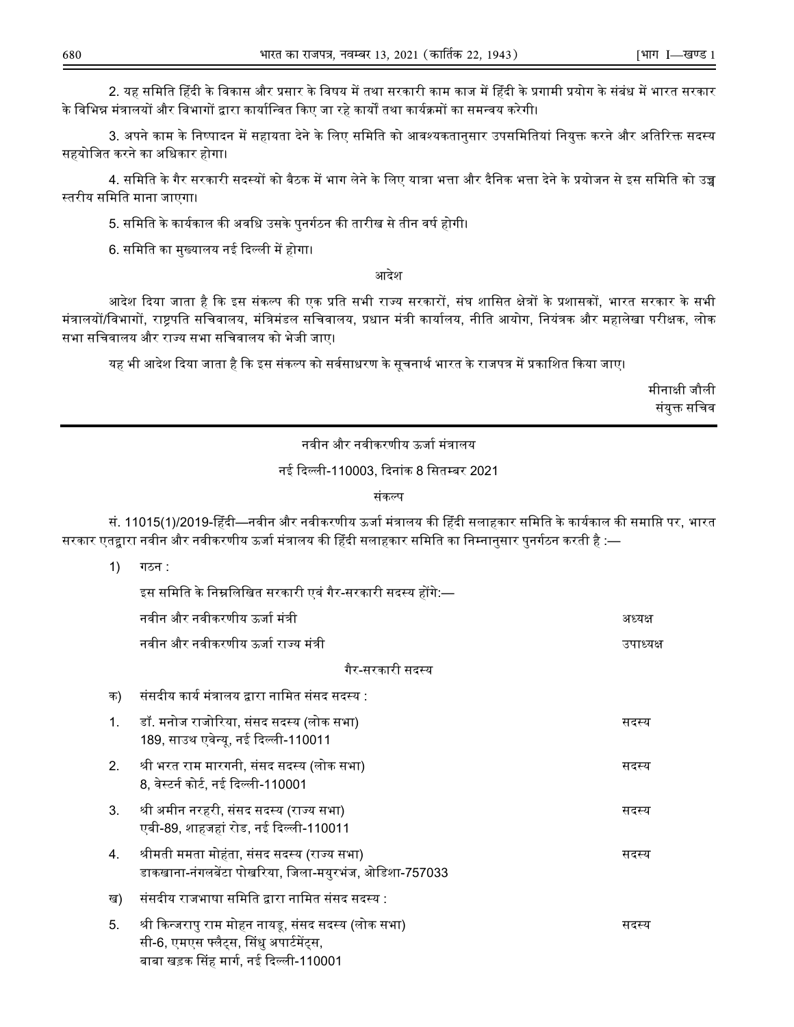2. यह समिति हिंदी के विकास और प्रसार के विषय में तथा सरकारी काम काज में हिंदी के प्रगामी प्रयोग के संबंध में भारत सरकार के विभिन्न मंत्रालयों और विभागों द्वारा कार्यान्वित किए जा रहे कार्यों तथा कार्यक्रमों का समन्वय करेगी।

3. अपने काम के निष्पादन में सहायता देने के लिए समिति को आवश्यकतानुसार उपसमितियां नियुक्त करने और अतिरिक्त सदस्य सहयोजित करने का अधिकार होगा।

4. समिति के गैर सरकारी सदस्यों को बैठक में भाग लेने के लिए यात्रा भत्ता और दैनिक भत्ता देने के प्रयोजन से इस समिति को उच्च स्तरीय समिति माना जाएगा।

5. समिति के कार्यकाल की अवधि उसके पुनर्गठन की तारीख से तीन वर्ष होगी।

6. समिति का मुख्यालय नई दिल्ली में होगा।

आदेश

आदेश दिया जाता है कि इस संकल्प की एक प्रति सभी राज्य सरकारों, संघ शासित क्षेत्रों के प्रशासकों, भारत सरकार के सभी मंत्रालयों/विभागों, राष्ट्रपति सचिवालय, मंत्रिमंडल सचिवालय, प्रधान मंत्री कार्यालय, नीति आयोग, नियंत्रक और महालेखा परीक्षक, लोक सभा सचिवालय और राज्य सभा सचिवालय को भेजी जाए।

यह भी आदेश दिया जाता है कि इस संकल्प को सर्वसाधरण के सूचनार्थ भारत के राजपत्र में प्रकाशित किया जाए।

मीनाक्षी जौली
संयुक्त सचिव

---

## नवीन और नवीकरणीय ऊर्जा मंत्रालय

नई दिल्ली-110003, दिनांक 8 सितम्बर 2021

संकल्प

सं. 11015(1)/2019-हिंदी—नवीन और नवीकरणीय ऊर्जा मंत्रालय की हिंदी सलाहकार समिति के कार्यकाल की समाप्ति पर, भारत सरकार एतद्वारा नवीन और नवीकरणीय ऊर्जा मंत्रालय की हिंदी सलाहकार समिति का निम्नानुसार पुनर्गठन करती है :—

1) गठन :

इस समिति के निम्नलिखित सरकारी एवं गैर-सरकारी सदस्य होंगे:—

| | |
|---|---|
| नवीन और नवीकरणीय ऊर्जा मंत्री | अध्यक्ष |
| नवीन और नवीकरणीय ऊर्जा राज्य मंत्री | उपाध्यक्ष |

गैर-सरकारी सदस्य

क) संसदीय कार्य मंत्रालय द्वारा नामित संसद सदस्य :

| | | |
|---|---|---|
| 1. | डॉ. मनोज राजोरिया, संसद सदस्य (लोक सभा)<br>189, साउथ एवेन्यू, नई दिल्ली-110011 | सदस्य |
| 2. | श्री भरत राम मारगनी, संसद सदस्य (लोक सभा)<br>8, वेस्टर्न कोर्ट, नई दिल्ली-110001 | सदस्य |
| 3. | श्री अमीन नरहरी, संसद सदस्य (राज्य सभा)<br>एबी-89, शाहजहां रोड, नई दिल्ली-110011 | सदस्य |
| 4. | श्रीमती ममता मोहंता, संसद सदस्य (राज्य सभा)<br>डाकखाना-नंगलबेंटा पोखरिया, जिला-मयुरभंज, ओडिशा-757033 | सदस्य |

ख) संसदीय राजभाषा समिति द्वारा नामित संसद सदस्य :

| | | |
|---|---|---|
| 5. | श्री किन्जरापु राम मोहन नायडू, संसद सदस्य (लोक सभा)<br>सी-6, एमएस फ्लैट्स, सिंधु अपार्टमेंट्स,<br>बाबा खडक सिंह मार्ग, नई दिल्ली-110001 | सदस्य |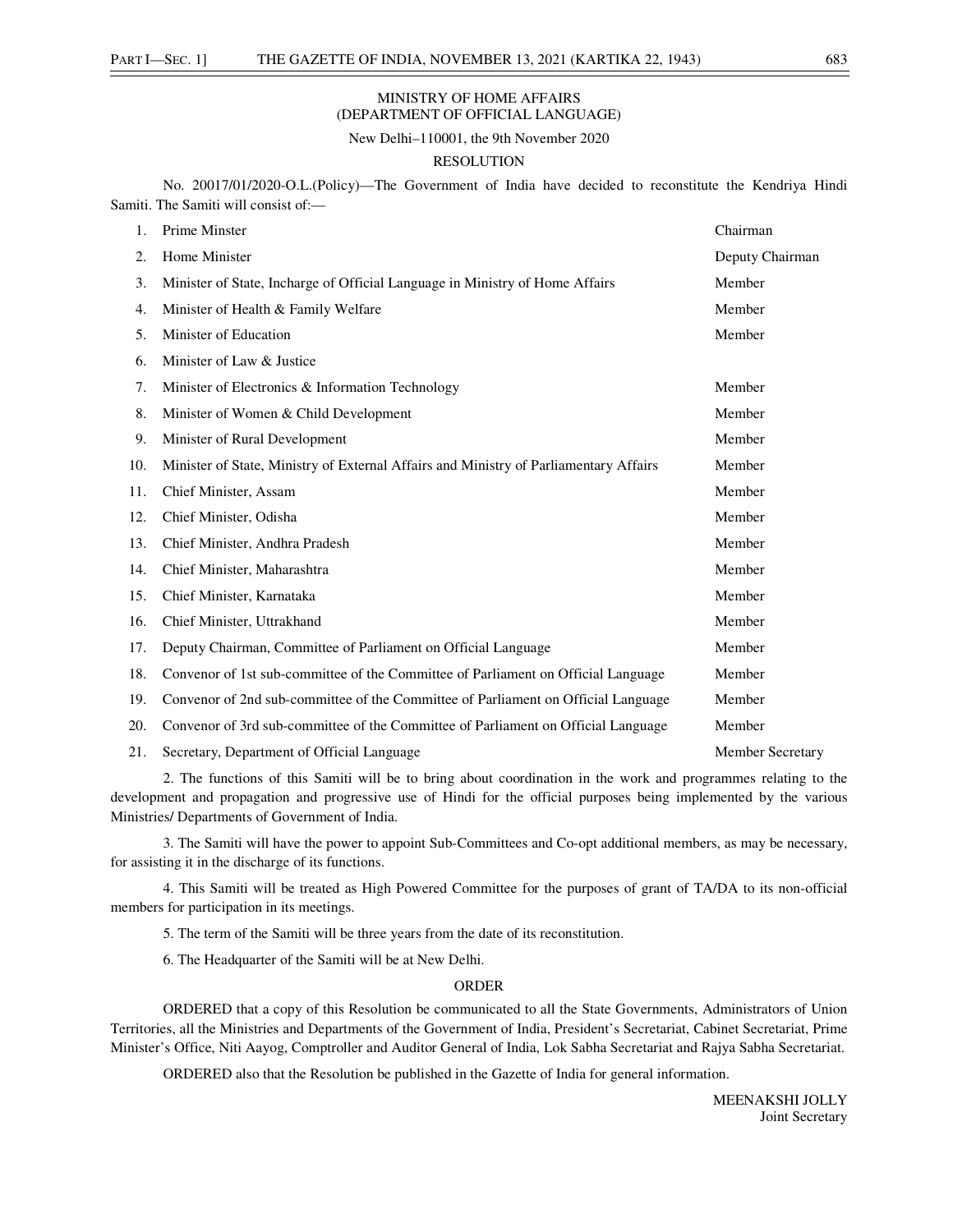MINISTRY OF HOME AFFAIRS
(DEPARTMENT OF OFFICIAL LANGUAGE)

New Delhi–110001, the 9th November 2020

RESOLUTION

No. 20017/01/2020-O.L.(Policy)—The Government of India have decided to reconstitute the Kendriya Hindi Samiti. The Samiti will consist of:—

| | | |
|---|---|---|
| 1. | Prime Minster | Chairman |
| 2. | Home Minister | Deputy Chairman |
| 3. | Minister of State, Incharge of Official Language in Ministry of Home Affairs | Member |
| 4. | Minister of Health & Family Welfare | Member |
| 5. | Minister of Education | Member |
| 6. | Minister of Law & Justice | |
| 7. | Minister of Electronics & Information Technology | Member |
| 8. | Minister of Women & Child Development | Member |
| 9. | Minister of Rural Development | Member |
| 10. | Minister of State, Ministry of External Affairs and Ministry of Parliamentary Affairs | Member |
| 11. | Chief Minister, Assam | Member |
| 12. | Chief Minister, Odisha | Member |
| 13. | Chief Minister, Andhra Pradesh | Member |
| 14. | Chief Minister, Maharashtra | Member |
| 15. | Chief Minister, Karnataka | Member |
| 16. | Chief Minister, Uttrakhand | Member |
| 17. | Deputy Chairman, Committee of Parliament on Official Language | Member |
| 18. | Convenor of 1st sub-committee of the Committee of Parliament on Official Language | Member |
| 19. | Convenor of 2nd sub-committee of the Committee of Parliament on Official Language | Member |
| 20. | Convenor of 3rd sub-committee of the Committee of Parliament on Official Language | Member |
| 21. | Secretary, Department of Official Language | Member Secretary |

2. The functions of this Samiti will be to bring about coordination in the work and programmes relating to the development and propagation and progressive use of Hindi for the official purposes being implemented by the various Ministries/ Departments of Government of India.

3. The Samiti will have the power to appoint Sub-Committees and Co-opt additional members, as may be necessary, for assisting it in the discharge of its functions.

4. This Samiti will be treated as High Powered Committee for the purposes of grant of TA/DA to its non-official members for participation in its meetings.

5. The term of the Samiti will be three years from the date of its reconstitution.

6. The Headquarter of the Samiti will be at New Delhi.

ORDER

ORDERED that a copy of this Resolution be communicated to all the State Governments, Administrators of Union Territories, all the Ministries and Departments of the Government of India, President's Secretariat, Cabinet Secretariat, Prime Minister's Office, Niti Aayog, Comptroller and Auditor General of India, Lok Sabha Secretariat and Rajya Sabha Secretariat.

ORDERED also that the Resolution be published in the Gazette of India for general information.

MEENAKSHI JOLLY
Joint Secretary